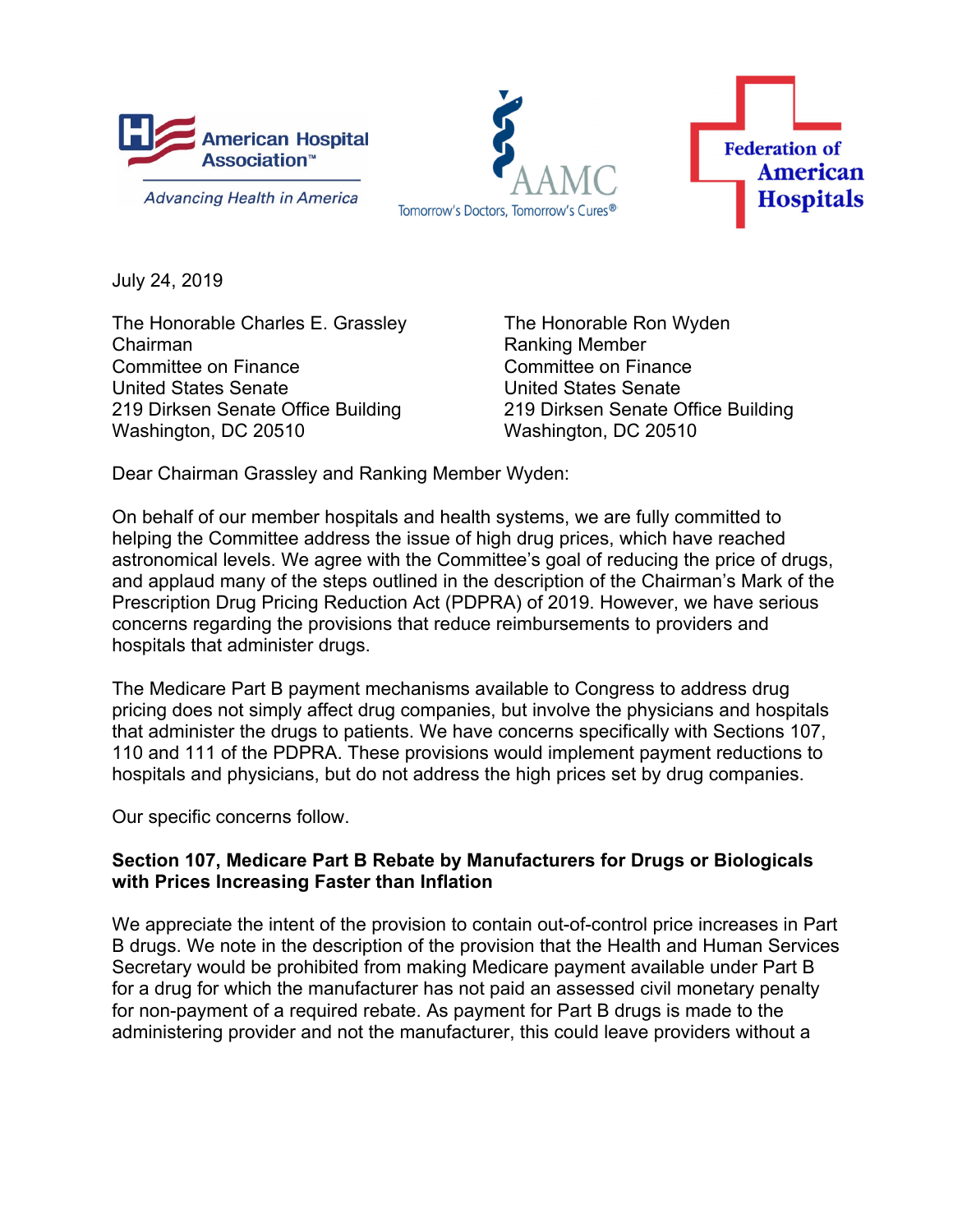American Hospital Association™ — Advancing Health in America

AAMC — Tomorrow's Doctors, Tomorrow's Cures®

Federation of American Hospitals

July 24, 2019

The Honorable Charles E. Grassley
Chairman
Committee on Finance
United States Senate
219 Dirksen Senate Office Building
Washington, DC 20510

The Honorable Ron Wyden
Ranking Member
Committee on Finance
United States Senate
219 Dirksen Senate Office Building
Washington, DC 20510

Dear Chairman Grassley and Ranking Member Wyden:

On behalf of our member hospitals and health systems, we are fully committed to helping the Committee address the issue of high drug prices, which have reached astronomical levels. We agree with the Committee's goal of reducing the price of drugs, and applaud many of the steps outlined in the description of the Chairman's Mark of the Prescription Drug Pricing Reduction Act (PDPRA) of 2019. However, we have serious concerns regarding the provisions that reduce reimbursements to providers and hospitals that administer drugs.

The Medicare Part B payment mechanisms available to Congress to address drug pricing does not simply affect drug companies, but involve the physicians and hospitals that administer the drugs to patients. We have concerns specifically with Sections 107, 110 and 111 of the PDPRA. These provisions would implement payment reductions to hospitals and physicians, but do not address the high prices set by drug companies.

Our specific concerns follow.

**Section 107, Medicare Part B Rebate by Manufacturers for Drugs or Biologicals with Prices Increasing Faster than Inflation**

We appreciate the intent of the provision to contain out-of-control price increases in Part B drugs. We note in the description of the provision that the Health and Human Services Secretary would be prohibited from making Medicare payment available under Part B for a drug for which the manufacturer has not paid an assessed civil monetary penalty for non-payment of a required rebate. As payment for Part B drugs is made to the administering provider and not the manufacturer, this could leave providers without a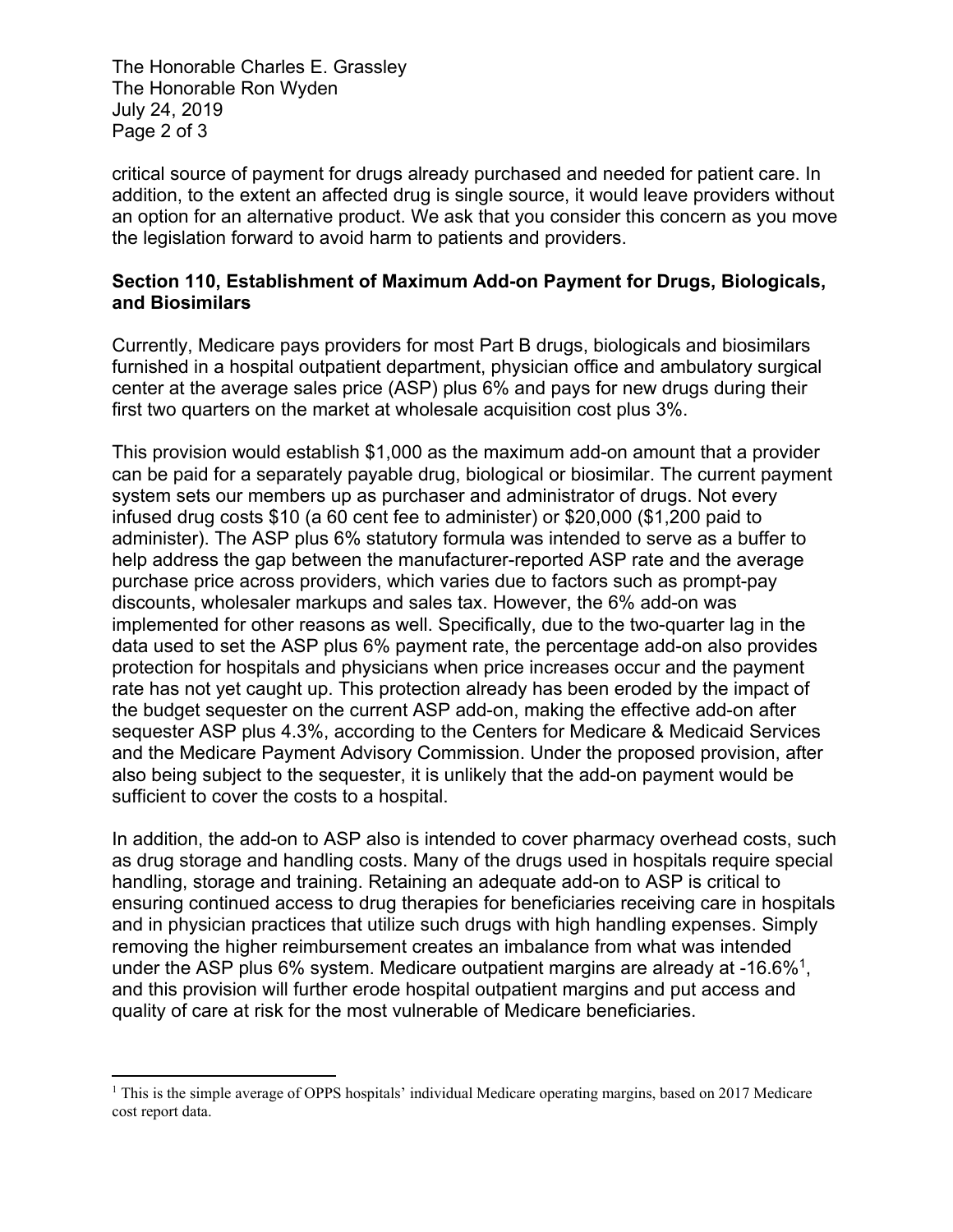critical source of payment for drugs already purchased and needed for patient care. In addition, to the extent an affected drug is single source, it would leave providers without an option for an alternative product. We ask that you consider this concern as you move the legislation forward to avoid harm to patients and providers.

**Section 110, Establishment of Maximum Add-on Payment for Drugs, Biologicals, and Biosimilars**

Currently, Medicare pays providers for most Part B drugs, biologicals and biosimilars furnished in a hospital outpatient department, physician office and ambulatory surgical center at the average sales price (ASP) plus 6% and pays for new drugs during their first two quarters on the market at wholesale acquisition cost plus 3%.

This provision would establish $1,000 as the maximum add-on amount that a provider can be paid for a separately payable drug, biological or biosimilar. The current payment system sets our members up as purchaser and administrator of drugs. Not every infused drug costs $10 (a 60 cent fee to administer) or $20,000 ($1,200 paid to administer). The ASP plus 6% statutory formula was intended to serve as a buffer to help address the gap between the manufacturer-reported ASP rate and the average purchase price across providers, which varies due to factors such as prompt-pay discounts, wholesaler markups and sales tax. However, the 6% add-on was implemented for other reasons as well. Specifically, due to the two-quarter lag in the data used to set the ASP plus 6% payment rate, the percentage add-on also provides protection for hospitals and physicians when price increases occur and the payment rate has not yet caught up. This protection already has been eroded by the impact of the budget sequester on the current ASP add-on, making the effective add-on after sequester ASP plus 4.3%, according to the Centers for Medicare & Medicaid Services and the Medicare Payment Advisory Commission. Under the proposed provision, after also being subject to the sequester, it is unlikely that the add-on payment would be sufficient to cover the costs to a hospital.

In addition, the add-on to ASP also is intended to cover pharmacy overhead costs, such as drug storage and handling costs. Many of the drugs used in hospitals require special handling, storage and training. Retaining an adequate add-on to ASP is critical to ensuring continued access to drug therapies for beneficiaries receiving care in hospitals and in physician practices that utilize such drugs with high handling expenses. Simply removing the higher reimbursement creates an imbalance from what was intended under the ASP plus 6% system. Medicare outpatient margins are already at -16.6%[1], and this provision will further erode hospital outpatient margins and put access and quality of care at risk for the most vulnerable of Medicare beneficiaries.

---

[1] This is the simple average of OPPS hospitals' individual Medicare operating margins, based on 2017 Medicare cost report data.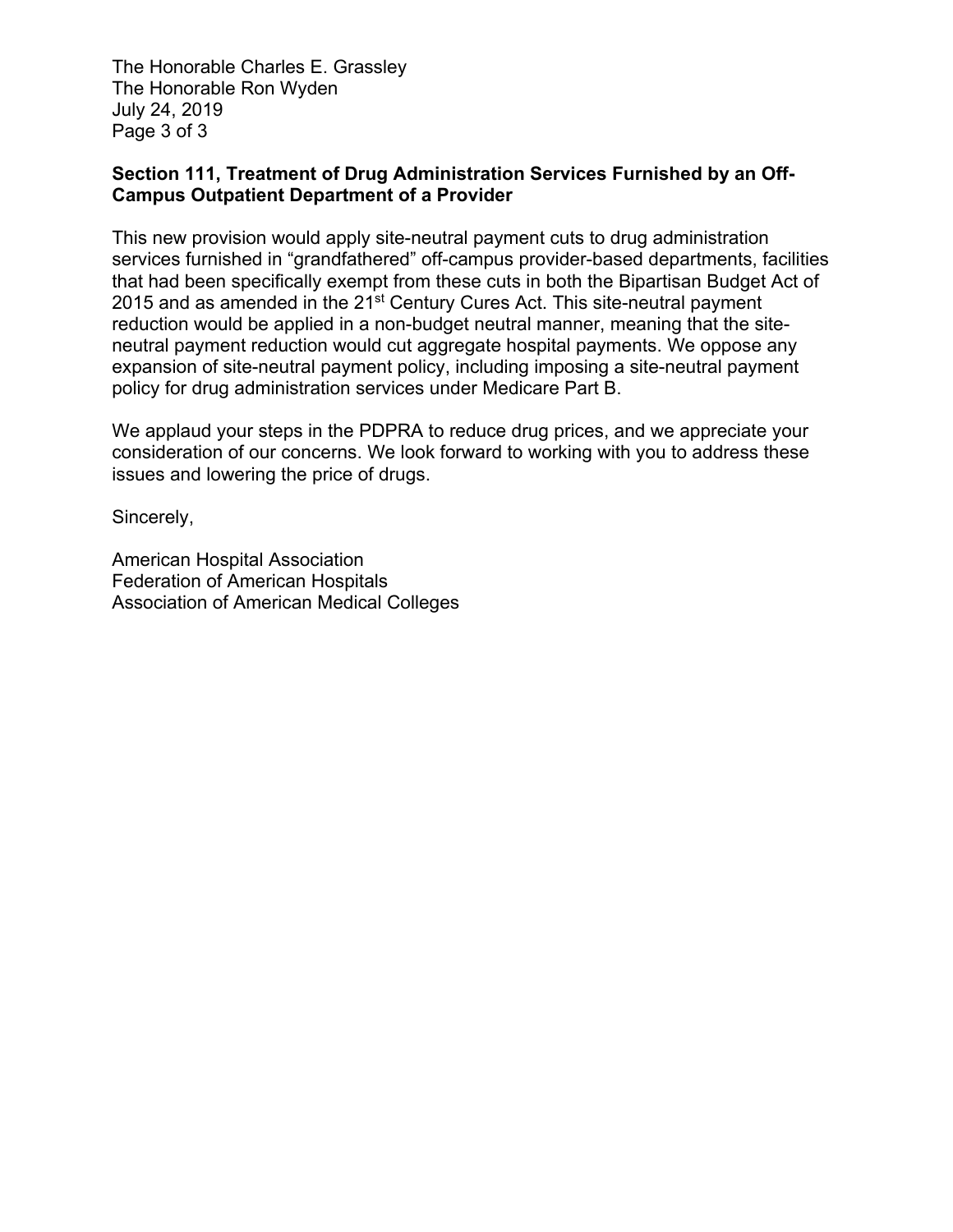**Section 111, Treatment of Drug Administration Services Furnished by an Off-Campus Outpatient Department of a Provider**

This new provision would apply site-neutral payment cuts to drug administration services furnished in "grandfathered" off-campus provider-based departments, facilities that had been specifically exempt from these cuts in both the Bipartisan Budget Act of 2015 and as amended in the 21st Century Cures Act. This site-neutral payment reduction would be applied in a non-budget neutral manner, meaning that the site-neutral payment reduction would cut aggregate hospital payments. We oppose any expansion of site-neutral payment policy, including imposing a site-neutral payment policy for drug administration services under Medicare Part B.

We applaud your steps in the PDPRA to reduce drug prices, and we appreciate your consideration of our concerns. We look forward to working with you to address these issues and lowering the price of drugs.

Sincerely,

American Hospital Association
Federation of American Hospitals
Association of American Medical Colleges